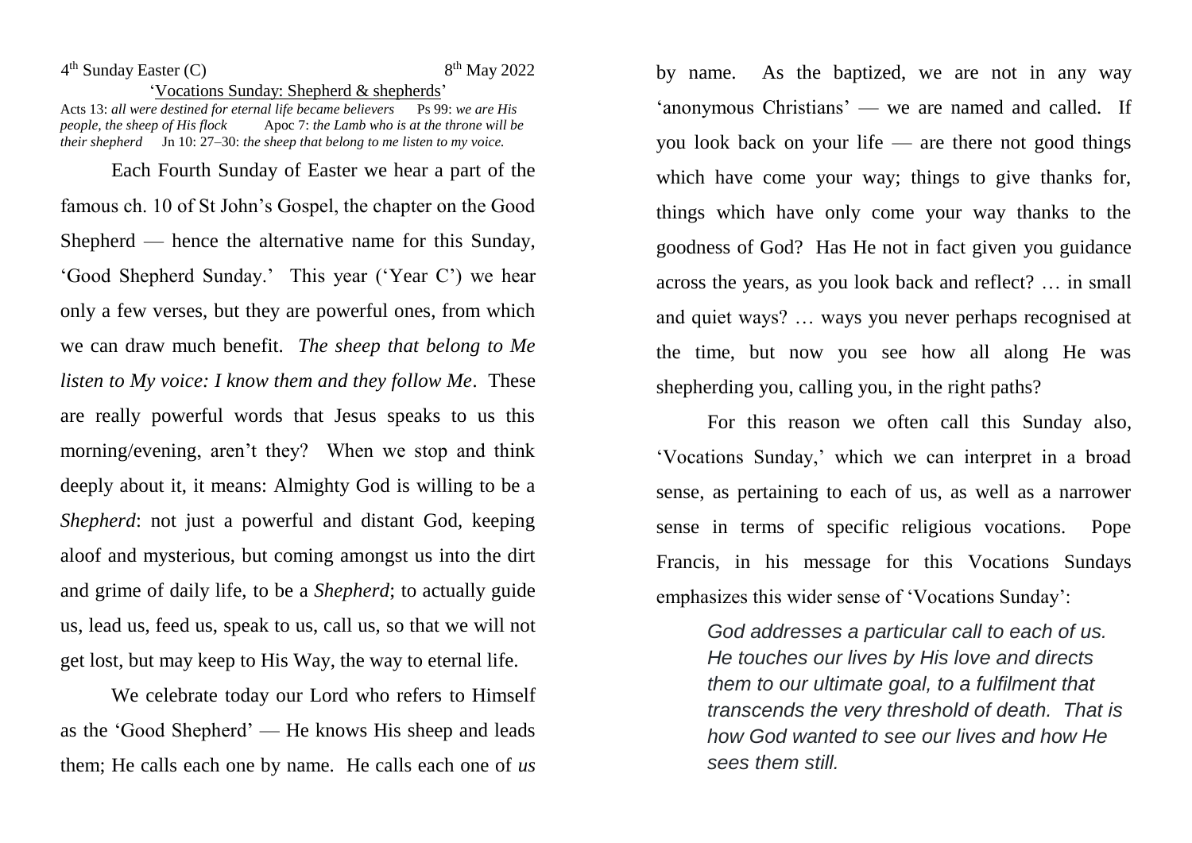4th Sunday Easter (C) 8th May 2022

'Vocations Sunday: Shepherd & shepherds'

Acts 13: *all were destined for eternal life became believers* Ps 99: *we are His people, the sheep of His flock* Apoc 7: *the Lamb who is at the throne will be their shepherd* Jn 10: 27–30: *the sheep that belong to me listen to my voice.*

Each Fourth Sunday of Easter we hear a part of the famous ch. 10 of St John's Gospel, the chapter on the Good Shepherd — hence the alternative name for this Sunday, 'Good Shepherd Sunday.' This year ('Year C') we hear only a few verses, but they are powerful ones, from which we can draw much benefit. *The sheep that belong to Me listen to My voice: I know them and they follow Me*. These are really powerful words that Jesus speaks to us this morning/evening, aren't they? When we stop and think deeply about it, it means: Almighty God is willing to be a *Shepherd*: not just a powerful and distant God, keeping aloof and mysterious, but coming amongst us into the dirt and grime of daily life, to be a *Shepherd*; to actually guide us, lead us, feed us, speak to us, call us, so that we will not get lost, but may keep to His Way, the way to eternal life.

We celebrate today our Lord who refers to Himself as the 'Good Shepherd' — He knows His sheep and leads them; He calls each one by name. He calls each one of *us* by name. As the baptized, we are not in any way 'anonymous Christians' — we are named and called. If you look back on your life — are there not good things which have come your way; things to give thanks for, things which have only come your way thanks to the goodness of God? Has He not in fact given you guidance across the years, as you look back and reflect? … in small and quiet ways? … ways you never perhaps recognised at the time, but now you see how all along He was shepherding you, calling you, in the right paths?

For this reason we often call this Sunday also, 'Vocations Sunday,' which we can interpret in a broad sense, as pertaining to each of us, as well as a narrower sense in terms of specific religious vocations. Pope Francis, in his message for this Vocations Sundays emphasizes this wider sense of 'Vocations Sunday':

> *God addresses a particular call to each of us. He touches our lives by His love and directs them to our ultimate goal, to a fulfilment that transcends the very threshold of death. That is how God wanted to see our lives and how He sees them still.*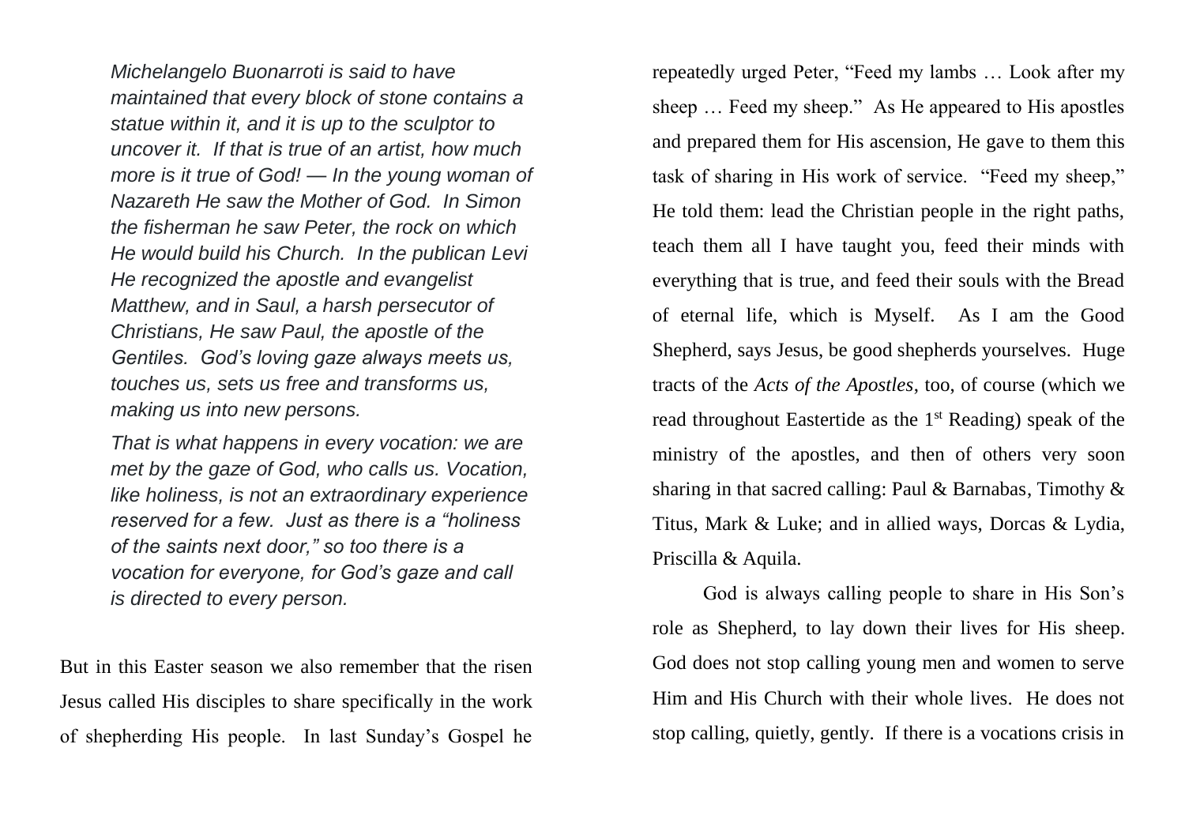*Michelangelo Buonarroti is said to have maintained that every block of stone contains a statue within it, and it is up to the sculptor to uncover it. If that is true of an artist, how much more is it true of God! — In the young woman of Nazareth He saw the Mother of God. In Simon the fisherman he saw Peter, the rock on which He would build his Church. In the publican Levi He recognized the apostle and evangelist Matthew, and in Saul, a harsh persecutor of Christians, He saw Paul, the apostle of the Gentiles. God's loving gaze always meets us, touches us, sets us free and transforms us, making us into new persons.*

*That is what happens in every vocation: we are met by the gaze of God, who calls us. Vocation, like holiness, is not an extraordinary experience reserved for a few. Just as there is a "holiness of the saints next door," so too there is a vocation for everyone, for God's gaze and call is directed to every person.*

But in this Easter season we also remember that the risen Jesus called His disciples to share specifically in the work of shepherding His people. In last Sunday's Gospel he repeatedly urged Peter, "Feed my lambs … Look after my sheep … Feed my sheep." As He appeared to His apostles and prepared them for His ascension, He gave to them this task of sharing in His work of service. "Feed my sheep," He told them: lead the Christian people in the right paths, teach them all I have taught you, feed their minds with everything that is true, and feed their souls with the Bread of eternal life, which is Myself. As I am the Good Shepherd, says Jesus, be good shepherds yourselves. Huge tracts of the *Acts of the Apostles*, too, of course (which we read throughout Eastertide as the 1st Reading) speak of the ministry of the apostles, and then of others very soon sharing in that sacred calling: Paul & Barnabas, Timothy & Titus, Mark & Luke; and in allied ways, Dorcas & Lydia, Priscilla & Aquila.

God is always calling people to share in His Son's role as Shepherd, to lay down their lives for His sheep. God does not stop calling young men and women to serve Him and His Church with their whole lives. He does not stop calling, quietly, gently. If there is a vocations crisis in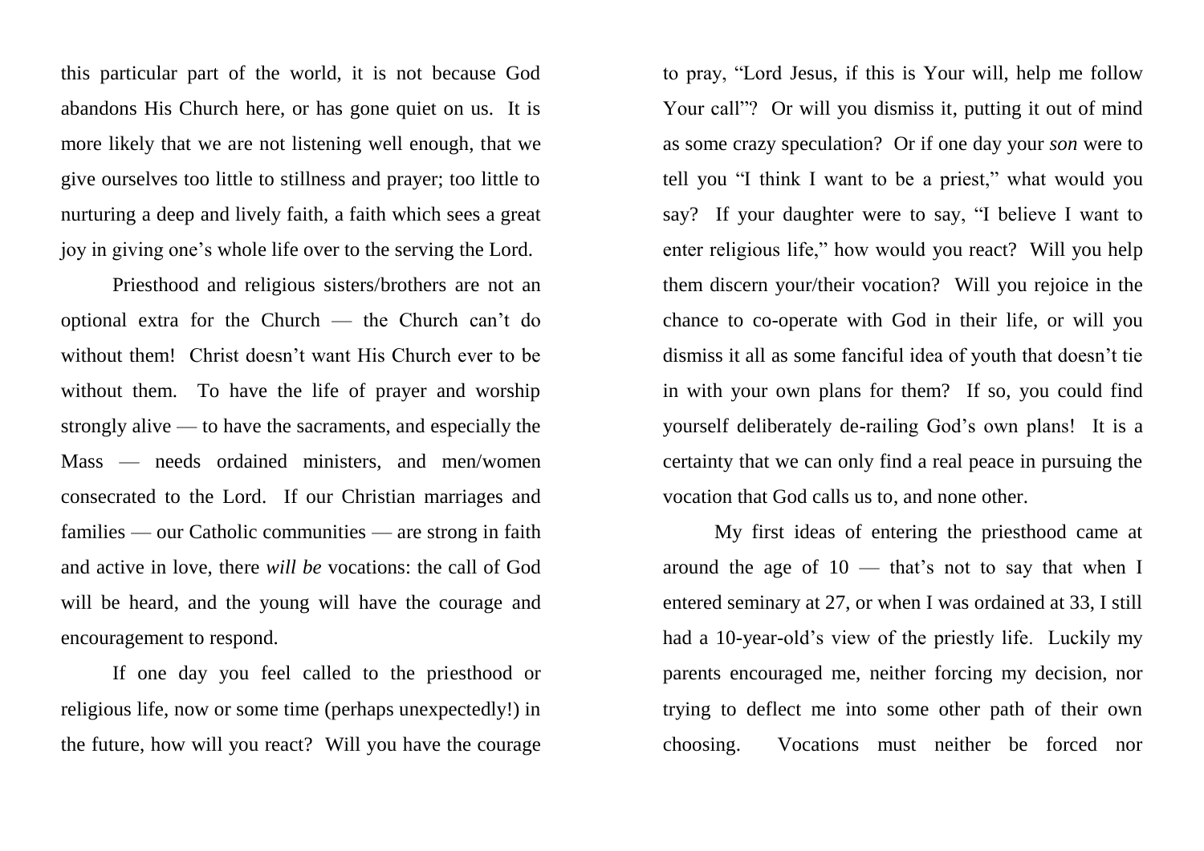this particular part of the world, it is not because God abandons His Church here, or has gone quiet on us. It is more likely that we are not listening well enough, that we give ourselves too little to stillness and prayer; too little to nurturing a deep and lively faith, a faith which sees a great joy in giving one's whole life over to the serving the Lord.

Priesthood and religious sisters/brothers are not an optional extra for the Church — the Church can't do without them! Christ doesn't want His Church ever to be without them. To have the life of prayer and worship strongly alive — to have the sacraments, and especially the Mass — needs ordained ministers, and men/women consecrated to the Lord. If our Christian marriages and families — our Catholic communities — are strong in faith and active in love, there *will be* vocations: the call of God will be heard, and the young will have the courage and encouragement to respond.

If one day you feel called to the priesthood or religious life, now or some time (perhaps unexpectedly!) in the future, how will you react? Will you have the courage to pray, "Lord Jesus, if this is Your will, help me follow Your call"? Or will you dismiss it, putting it out of mind as some crazy speculation? Or if one day your *son* were to tell you "I think I want to be a priest," what would you say? If your daughter were to say, "I believe I want to enter religious life," how would you react? Will you help them discern your/their vocation? Will you rejoice in the chance to co-operate with God in their life, or will you dismiss it all as some fanciful idea of youth that doesn't tie in with your own plans for them? If so, you could find yourself deliberately de-railing God's own plans! It is a certainty that we can only find a real peace in pursuing the vocation that God calls us to, and none other.

My first ideas of entering the priesthood came at around the age of 10 — that's not to say that when I entered seminary at 27, or when I was ordained at 33, I still had a 10-year-old's view of the priestly life. Luckily my parents encouraged me, neither forcing my decision, nor trying to deflect me into some other path of their own choosing. Vocations must neither be forced nor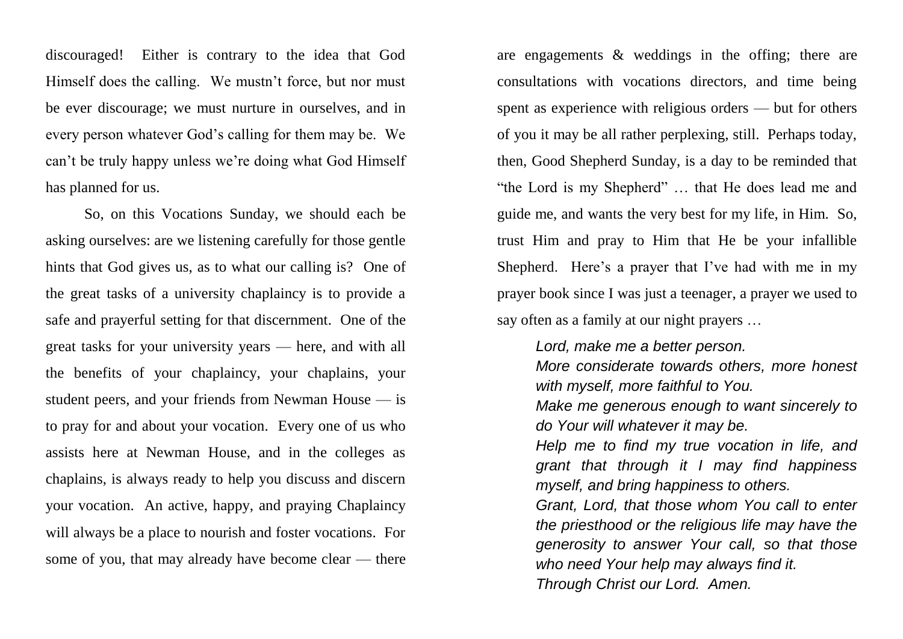discouraged! Either is contrary to the idea that God Himself does the calling. We mustn't force, but nor must be ever discourage; we must nurture in ourselves, and in every person whatever God's calling for them may be. We can't be truly happy unless we're doing what God Himself has planned for us.

So, on this Vocations Sunday, we should each be asking ourselves: are we listening carefully for those gentle hints that God gives us, as to what our calling is? One of the great tasks of a university chaplaincy is to provide a safe and prayerful setting for that discernment. One of the great tasks for your university years — here, and with all the benefits of your chaplaincy, your chaplains, your student peers, and your friends from Newman House — is to pray for and about your vocation. Every one of us who assists here at Newman House, and in the colleges as chaplains, is always ready to help you discuss and discern your vocation. An active, happy, and praying Chaplaincy will always be a place to nourish and foster vocations. For some of you, that may already have become clear — there are engagements & weddings in the offing; there are consultations with vocations directors, and time being spent as experience with religious orders — but for others of you it may be all rather perplexing, still. Perhaps today, then, Good Shepherd Sunday, is a day to be reminded that "the Lord is my Shepherd" … that He does lead me and guide me, and wants the very best for my life, in Him. So, trust Him and pray to Him that He be your infallible Shepherd. Here's a prayer that I've had with me in my prayer book since I was just a teenager, a prayer we used to say often as a family at our night prayers …

> *Lord, make me a better person.*
> *More considerate towards others, more honest with myself, more faithful to You.*
> *Make me generous enough to want sincerely to do Your will whatever it may be.*
> *Help me to find my true vocation in life, and grant that through it I may find happiness myself, and bring happiness to others.*
> *Grant, Lord, that those whom You call to enter the priesthood or the religious life may have the generosity to answer Your call, so that those who need Your help may always find it.*
> *Through Christ our Lord. Amen.*